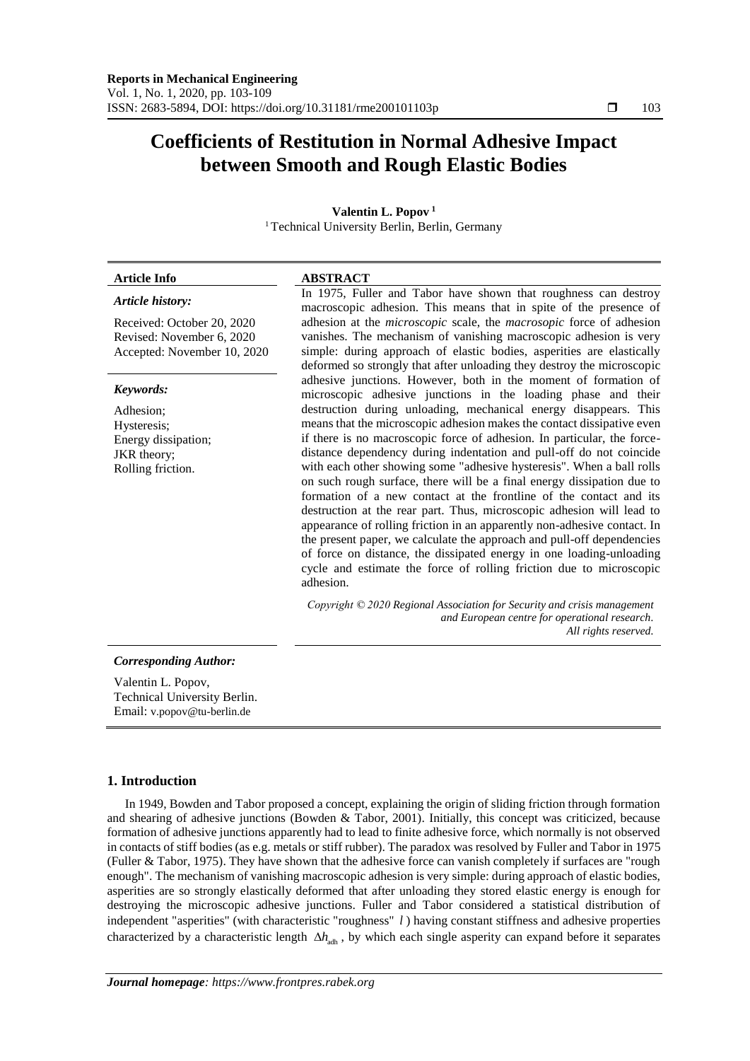# Coefficients of Restitution in Normal Adhesive Impact between Smooth and Rough Elastic Bodies

**Valentin L. Popov** [1]

[1] Technical University Berlin, Berlin, Germany

**Article Info**

*Article history:*

Received: October 20, 2020
Revised: November 6, 2020
Accepted: November 10, 2020

*Keywords:*

Adhesion;
Hysteresis;
Energy dissipation;
JKR theory;
Rolling friction.

**ABSTRACT**

In 1975, Fuller and Tabor have shown that roughness can destroy macroscopic adhesion. This means that in spite of the presence of adhesion at the *microscopic* scale, the *macroscopic* force of adhesion vanishes. The mechanism of vanishing macroscopic adhesion is very simple: during approach of elastic bodies, asperities are elastically deformed so strongly that after unloading they destroy the microscopic adhesive junctions. However, both in the moment of formation of microscopic adhesive junctions in the loading phase and their destruction during unloading, mechanical energy disappears. This means that the microscopic adhesion makes the contact dissipative even if there is no macroscopic force of adhesion. In particular, the force-distance dependency during indentation and pull-off do not coincide with each other showing some "adhesive hysteresis". When a ball rolls on such rough surface, there will be a final energy dissipation due to formation of a new contact at the frontline of the contact and its destruction at the rear part. Thus, microscopic adhesion will lead to appearance of rolling friction in an apparently non-adhesive contact. In the present paper, we calculate the approach and pull-off dependencies of force on distance, the dissipated energy in one loading-unloading cycle and estimate the force of rolling friction due to microscopic adhesion.

*Copyright © 2020 Regional Association for Security and crisis management and European centre for operational research. All rights reserved.*

*Corresponding Author:*

Valentin L. Popov,
Technical University Berlin.
Email: v.popov@tu-berlin.de

## 1. Introduction

In 1949, Bowden and Tabor proposed a concept, explaining the origin of sliding friction through formation and shearing of adhesive junctions (Bowden & Tabor, 2001). Initially, this concept was criticized, because formation of adhesive junctions apparently had to lead to finite adhesive force, which normally is not observed in contacts of stiff bodies (as e.g. metals or stiff rubber). The paradox was resolved by Fuller and Tabor in 1975 (Fuller & Tabor, 1975). They have shown that the adhesive force can vanish completely if surfaces are "rough enough". The mechanism of vanishing macroscopic adhesion is very simple: during approach of elastic bodies, asperities are so strongly elastically deformed that after unloading they stored elastic energy is enough for destroying the microscopic adhesive junctions. Fuller and Tabor considered a statistical distribution of independent "asperities" (with characteristic "roughness" $l$ ) having constant stiffness and adhesive properties characterized by a characteristic length $\Delta h_{\text{adh}}$ , by which each single asperity can expand before it separates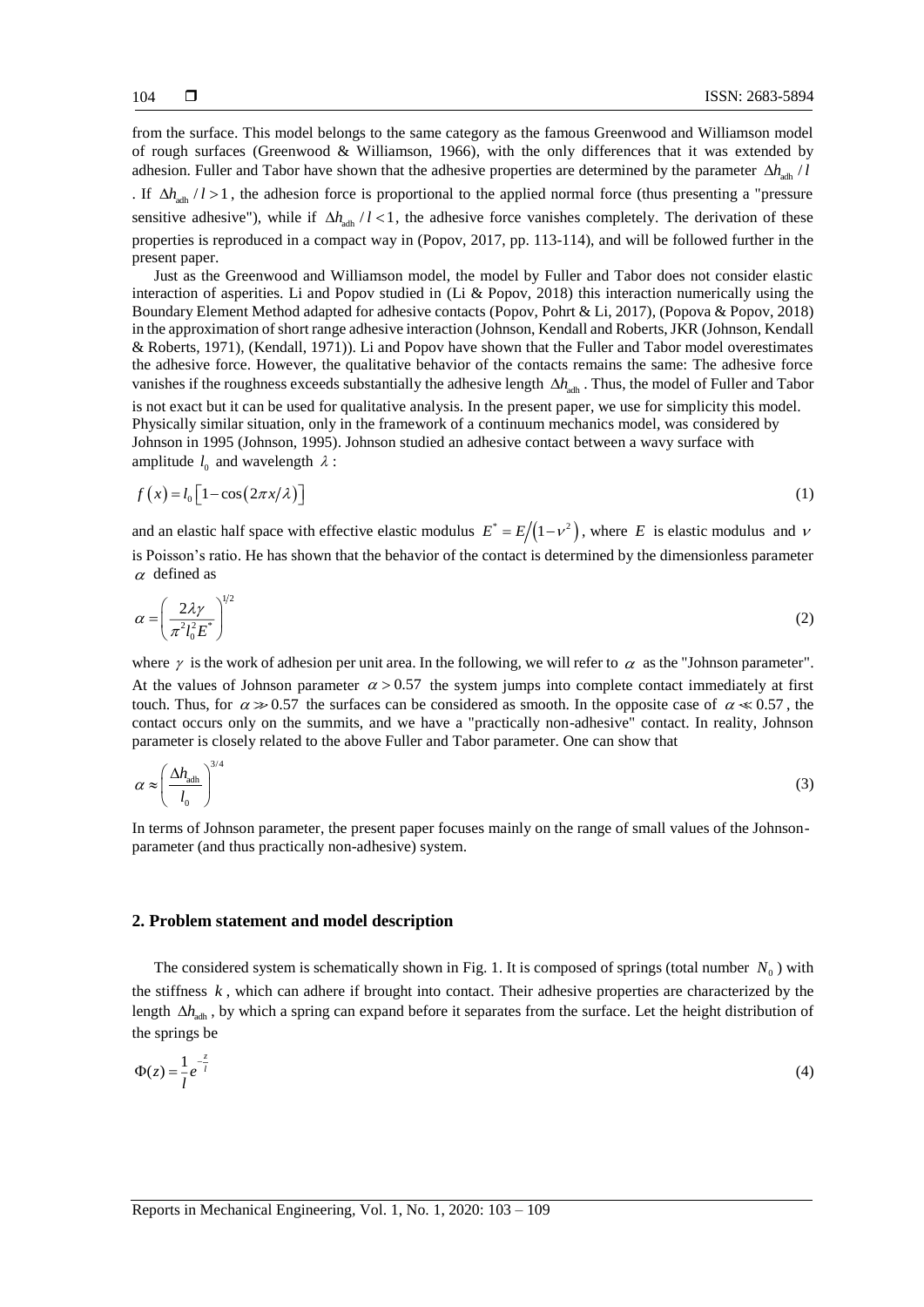from the surface. This model belongs to the same category as the famous Greenwood and Williamson model of rough surfaces (Greenwood & Williamson, 1966), with the only differences that it was extended by adhesion. Fuller and Tabor have shown that the adhesive properties are determined by the parameter $\Delta h_{\mathrm{adh}}/l$. If $\Delta h_{\mathrm{adh}}/l > 1$, the adhesion force is proportional to the applied normal force (thus presenting a "pressure sensitive adhesive"), while if $\Delta h_{\mathrm{adh}}/l < 1$, the adhesive force vanishes completely. The derivation of these properties is reproduced in a compact way in (Popov, 2017, pp. 113-114), and will be followed further in the present paper.

Just as the Greenwood and Williamson model, the model by Fuller and Tabor does not consider elastic interaction of asperities. Li and Popov studied in (Li & Popov, 2018) this interaction numerically using the Boundary Element Method adapted for adhesive contacts (Popov, Pohrt & Li, 2017), (Popova & Popov, 2018) in the approximation of short range adhesive interaction (Johnson, Kendall and Roberts, JKR (Johnson, Kendall & Roberts, 1971), (Kendall, 1971)). Li and Popov have shown that the Fuller and Tabor model overestimates the adhesive force. However, the qualitative behavior of the contacts remains the same: The adhesive force vanishes if the roughness exceeds substantially the adhesive length $\Delta h_{\mathrm{adh}}$. Thus, the model of Fuller and Tabor is not exact but it can be used for qualitative analysis. In the present paper, we use for simplicity this model. Physically similar situation, only in the framework of a continuum mechanics model, was considered by Johnson in 1995 (Johnson, 1995). Johnson studied an adhesive contact between a wavy surface with amplitude $l_0$ and wavelength $\lambda$:

$$f(x) = l_0\left[1-\cos(2\pi x/\lambda)\right] \tag{1}$$

and an elastic half space with effective elastic modulus $E^* = E/(1-\nu^2)$, where $E$ is elastic modulus and $\nu$ is Poisson's ratio. He has shown that the behavior of the contact is determined by the dimensionless parameter $\alpha$ defined as

$$\alpha = \left(\frac{2\lambda\gamma}{\pi^2 l_0^2 E^*}\right)^{1/2} \tag{2}$$

where $\gamma$ is the work of adhesion per unit area. In the following, we will refer to $\alpha$ as the "Johnson parameter". At the values of Johnson parameter $\alpha > 0.57$ the system jumps into complete contact immediately at first touch. Thus, for $\alpha \gg 0.57$ the surfaces can be considered as smooth. In the opposite case of $\alpha \ll 0.57$, the contact occurs only on the summits, and we have a "practically non-adhesive" contact. In reality, Johnson parameter is closely related to the above Fuller and Tabor parameter. One can show that

$$\alpha \approx \left(\frac{\Delta h_{\mathrm{adh}}}{l_0}\right)^{3/4} \tag{3}$$

In terms of Johnson parameter, the present paper focuses mainly on the range of small values of the Johnson-parameter (and thus practically non-adhesive) system.

## 2. Problem statement and model description

The considered system is schematically shown in Fig. 1. It is composed of springs (total number $N_0$) with the stiffness $k$, which can adhere if brought into contact. Their adhesive properties are characterized by the length $\Delta h_{\mathrm{adh}}$, by which a spring can expand before it separates from the surface. Let the height distribution of the springs be

$$\Phi(z) = \frac{1}{l}e^{-\frac{z}{l}} \tag{4}$$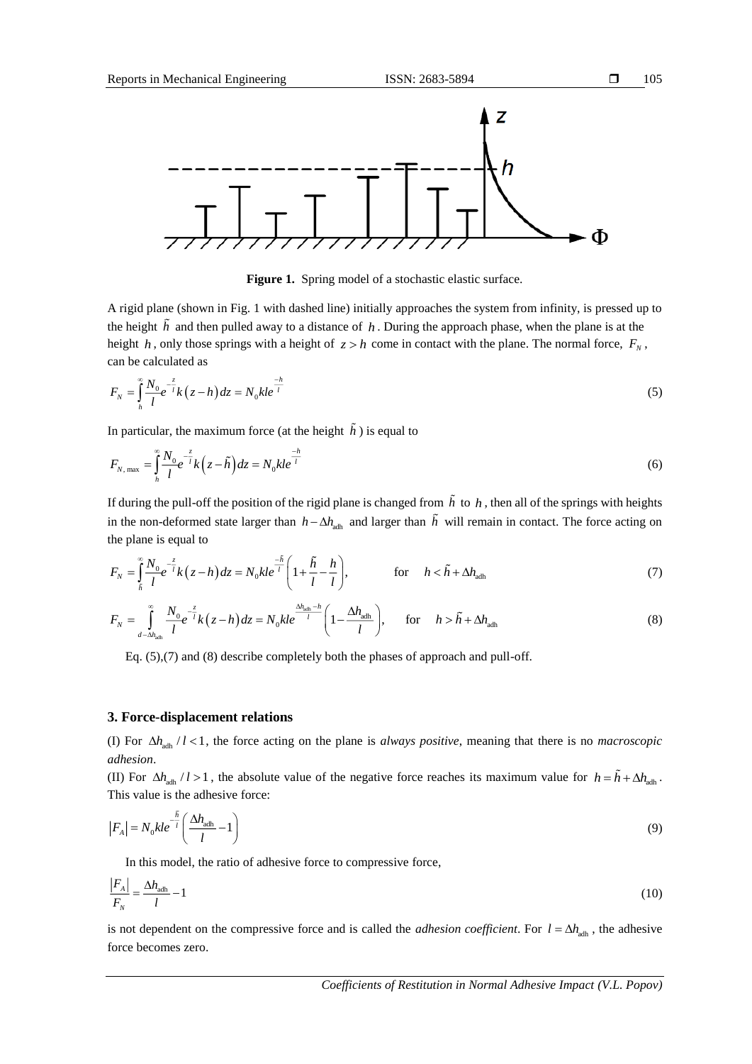**Figure 1.** Spring model of a stochastic elastic surface.

A rigid plane (shown in Fig. 1 with dashed line) initially approaches the system from infinity, is pressed up to the height $\tilde{h}$ and then pulled away to a distance of $h$. During the approach phase, when the plane is at the height $h$, only those springs with a height of $z > h$ come in contact with the plane. The normal force, $F_N$, can be calculated as

$$F_N = \int_h^\infty \frac{N_0}{l} e^{-\frac{z}{l}} k\left(z-h\right) dz = N_0 k l e^{\frac{-h}{l}} \tag{5}$$

In particular, the maximum force (at the height $\tilde{h}$) is equal to

$$F_{N,\max} = \int_h^\infty \frac{N_0}{l} e^{-\frac{z}{l}} k\left(z-\tilde{h}\right) dz = N_0 k l e^{\frac{-h}{l}} \tag{6}$$

If during the pull-off the position of the rigid plane is changed from $\tilde{h}$ to $h$, then all of the springs with heights in the non-deformed state larger than $h - \Delta h_{\mathrm{adh}}$ and larger than $\tilde{h}$ will remain in contact. The force acting on the plane is equal to

$$F_N = \int_{\tilde{h}}^\infty \frac{N_0}{l} e^{-\frac{z}{l}} k\left(z-h\right) dz = N_0 k l e^{\frac{-\tilde{h}}{l}} \left(1 + \frac{\tilde{h}}{l} - \frac{h}{l}\right), \qquad \text{for} \quad h < \tilde{h} + \Delta h_{\mathrm{adh}} \tag{7}$$

$$F_N = \int_{d-\Delta h_{\mathrm{adh}}}^\infty \frac{N_0}{l} e^{-\frac{z}{l}} k\left(z-h\right) dz = N_0 k l e^{\frac{\Delta h_{\mathrm{adh}} - h}{l}} \left(1 - \frac{\Delta h_{\mathrm{adh}}}{l}\right), \qquad \text{for} \quad h > \tilde{h} + \Delta h_{\mathrm{adh}} \tag{8}$$

Eq. (5),(7) and (8) describe completely both the phases of approach and pull-off.

## 3. Force-displacement relations

(I) For $\Delta h_{\mathrm{adh}} / l < 1$, the force acting on the plane is *always positive*, meaning that there is no *macroscopic adhesion*.

(II) For $\Delta h_{\mathrm{adh}} / l > 1$, the absolute value of the negative force reaches its maximum value for $h = \tilde{h} + \Delta h_{\mathrm{adh}}$. This value is the adhesive force:

$$\left|F_A\right| = N_0 k l e^{-\frac{\tilde{h}}{l}} \left(\frac{\Delta h_{\mathrm{adh}}}{l} - 1\right) \tag{9}$$

In this model, the ratio of adhesive force to compressive force,

$$\frac{\left|F_A\right|}{F_N} = \frac{\Delta h_{\mathrm{adh}}}{l} - 1 \tag{10}$$

is not dependent on the compressive force and is called the *adhesion coefficient*. For $l = \Delta h_{\mathrm{adh}}$, the adhesive force becomes zero.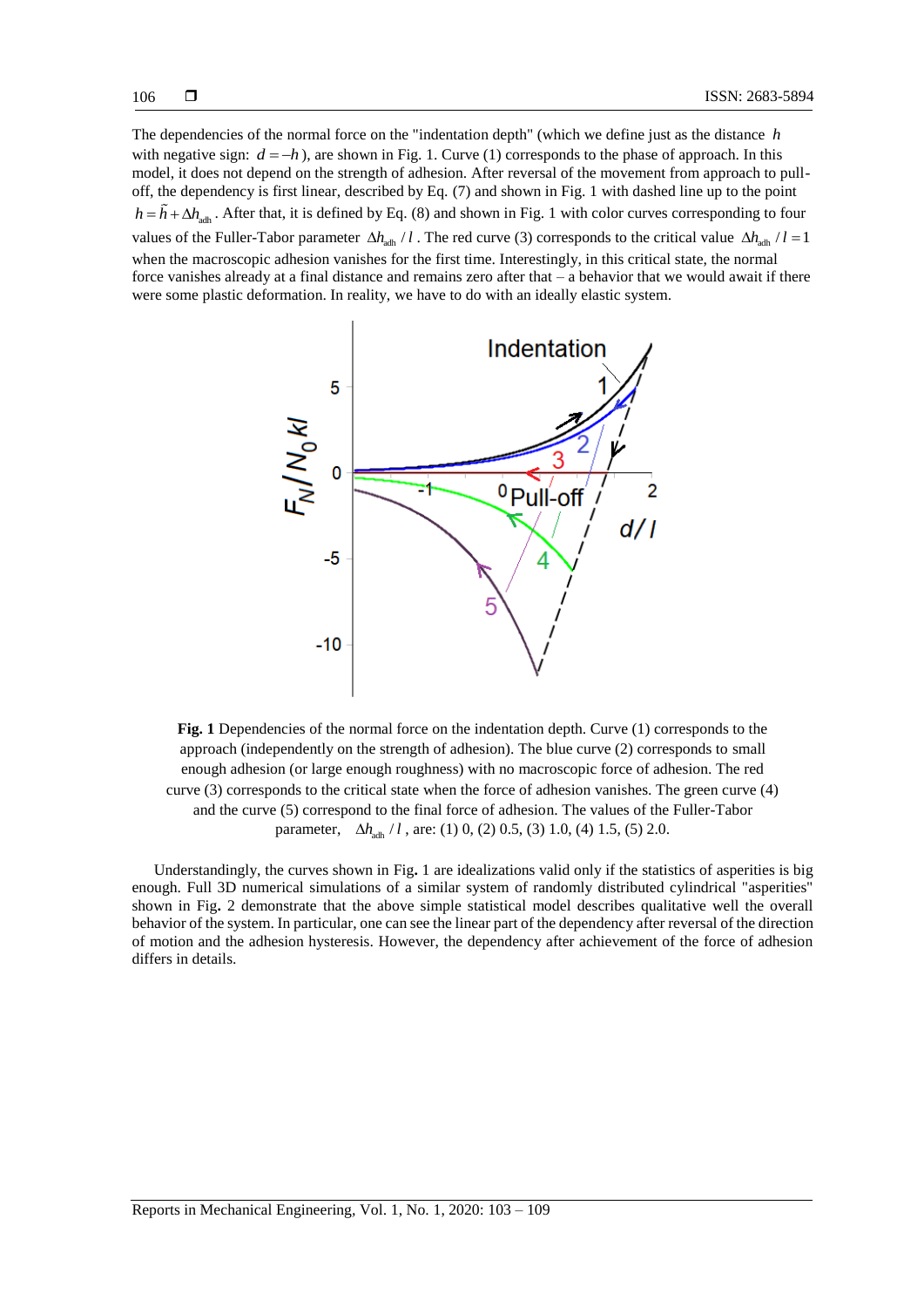The dependencies of the normal force on the "indentation depth" (which we define just as the distance $h$ with negative sign: $d = -h$), are shown in Fig. 1. Curve (1) corresponds to the phase of approach. In this model, it does not depend on the strength of adhesion. After reversal of the movement from approach to pull-off, the dependency is first linear, described by Eq. (7) and shown in Fig. 1 with dashed line up to the point $h = \tilde{h} + \Delta h_{\text{adh}}$. After that, it is defined by Eq. (8) and shown in Fig. 1 with color curves corresponding to four values of the Fuller-Tabor parameter $\Delta h_{\text{adh}} / l$. The red curve (3) corresponds to the critical value $\Delta h_{\text{adh}} / l = 1$ when the macroscopic adhesion vanishes for the first time. Interestingly, in this critical state, the normal force vanishes already at a final distance and remains zero after that – a behavior that we would await if there were some plastic deformation. In reality, we have to do with an ideally elastic system.

**Fig. 1** Dependencies of the normal force on the indentation depth. Curve (1) corresponds to the approach (independently on the strength of adhesion). The blue curve (2) corresponds to small enough adhesion (or large enough roughness) with no macroscopic force of adhesion. The red curve (3) corresponds to the critical state when the force of adhesion vanishes. The green curve (4) and the curve (5) correspond to the final force of adhesion. The values of the Fuller-Tabor parameter, $\Delta h_{\text{adh}} / l$, are: (1) 0, (2) 0.5, (3) 1.0, (4) 1.5, (5) 2.0.

Understandingly, the curves shown in Fig. 1 are idealizations valid only if the statistics of asperities is big enough. Full 3D numerical simulations of a similar system of randomly distributed cylindrical "asperities" shown in Fig. 2 demonstrate that the above simple statistical model describes qualitative well the overall behavior of the system. In particular, one can see the linear part of the dependency after reversal of the direction of motion and the adhesion hysteresis. However, the dependency after achievement of the force of adhesion differs in details.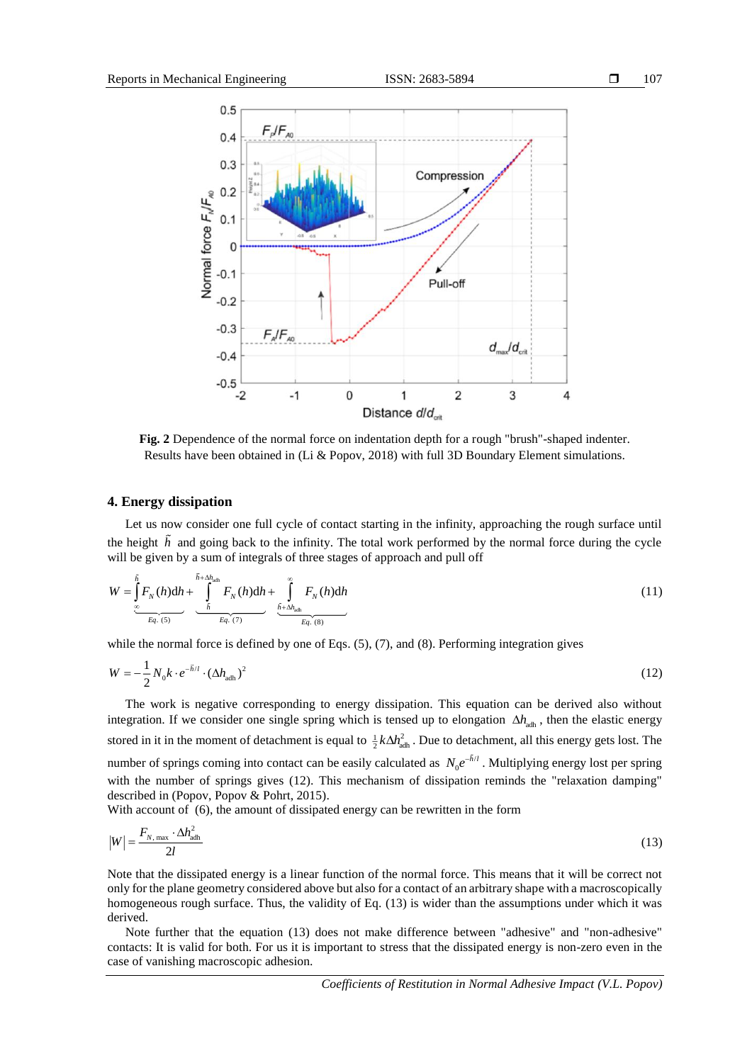**Fig. 2** Dependence of the normal force on indentation depth for a rough "brush"-shaped indenter. Results have been obtained in (Li & Popov, 2018) with full 3D Boundary Element simulations.

## 4. Energy dissipation

Let us now consider one full cycle of contact starting in the infinity, approaching the rough surface until the height $\tilde{h}$ and going back to the infinity. The total work performed by the normal force during the cycle will be given by a sum of integrals of three stages of approach and pull off

$$W = \underbrace{\int_{\infty}^{\tilde{h}} F_N(h)\mathrm{d}h}_{Eq.\ (5)} + \underbrace{\int_{\tilde{h}}^{\tilde{h}+\Delta h_{\mathrm{adh}}} F_N(h)\mathrm{d}h}_{Eq.\ (7)} + \underbrace{\int_{\tilde{h}+\Delta h_{\mathrm{adh}}}^{\infty} F_N(h)\mathrm{d}h}_{Eq.\ (8)} \tag{11}$$

while the normal force is defined by one of Eqs. (5), (7), and (8). Performing integration gives

$$W = -\frac{1}{2} N_0 k \cdot e^{-\tilde{h}/l} \cdot (\Delta h_{\mathrm{adh}})^2 \tag{12}$$

The work is negative corresponding to energy dissipation. This equation can be derived also without integration. If we consider one single spring which is tensed up to elongation $\Delta h_{\mathrm{adh}}$, then the elastic energy stored in it in the moment of detachment is equal to $\frac{1}{2} k \Delta h_{\mathrm{adh}}^2$. Due to detachment, all this energy gets lost. The number of springs coming into contact can be easily calculated as $N_0 e^{-\tilde{h}/l}$. Multiplying energy lost per spring with the number of springs gives (12). This mechanism of dissipation reminds the "relaxation damping" described in (Popov, Popov & Pohrt, 2015).
With account of (6), the amount of dissipated energy can be rewritten in the form

$$|W| = \frac{F_{N,\max} \cdot \Delta h_{\mathrm{adh}}^2}{2l} \tag{13}$$

Note that the dissipated energy is a linear function of the normal force. This means that it will be correct not only for the plane geometry considered above but also for a contact of an arbitrary shape with a macroscopically homogeneous rough surface. Thus, the validity of Eq. (13) is wider than the assumptions under which it was derived.

Note further that the equation (13) does not make difference between "adhesive" and "non-adhesive" contacts: It is valid for both. For us it is important to stress that the dissipated energy is non-zero even in the case of vanishing macroscopic adhesion.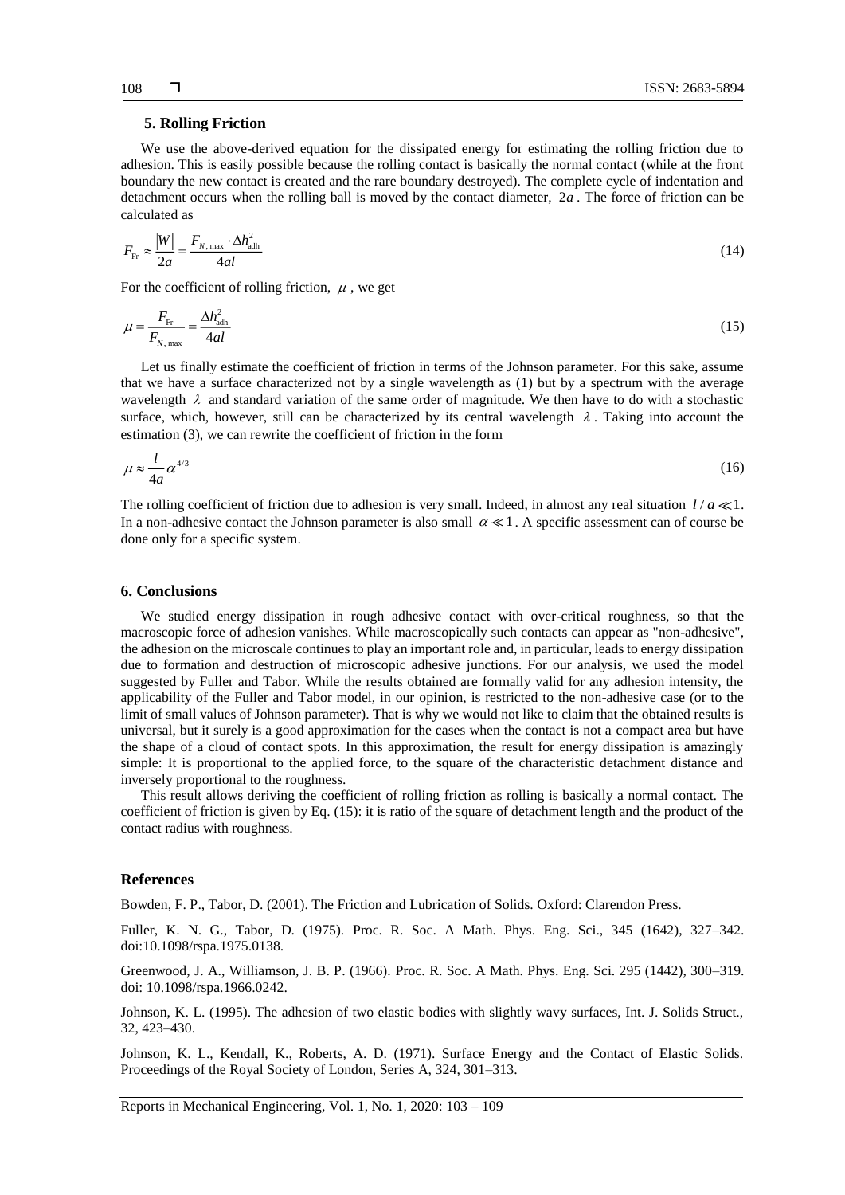## 5. Rolling Friction

We use the above-derived equation for the dissipated energy for estimating the rolling friction due to adhesion. This is easily possible because the rolling contact is basically the normal contact (while at the front boundary the new contact is created and the rare boundary destroyed). The complete cycle of indentation and detachment occurs when the rolling ball is moved by the contact diameter, $2a$. The force of friction can be calculated as

$$F_{\text{Fr}} \approx \frac{|W|}{2a} = \frac{F_{N,\max} \cdot \Delta h_{\text{adh}}^2}{4al} \tag{14}$$

For the coefficient of rolling friction, $\mu$, we get

$$\mu = \frac{F_{\text{Fr}}}{F_{N,\max}} = \frac{\Delta h_{\text{adh}}^2}{4al} \tag{15}$$

Let us finally estimate the coefficient of friction in terms of the Johnson parameter. For this sake, assume that we have a surface characterized not by a single wavelength as (1) but by a spectrum with the average wavelength $\lambda$ and standard variation of the same order of magnitude. We then have to do with a stochastic surface, which, however, still can be characterized by its central wavelength $\lambda$. Taking into account the estimation (3), we can rewrite the coefficient of friction in the form

$$\mu \approx \frac{l}{4a} \alpha^{4/3} \tag{16}$$

The rolling coefficient of friction due to adhesion is very small. Indeed, in almost any real situation $l/a \ll 1$. In a non-adhesive contact the Johnson parameter is also small $\alpha \ll 1$. A specific assessment can of course be done only for a specific system.

## 6. Conclusions

We studied energy dissipation in rough adhesive contact with over-critical roughness, so that the macroscopic force of adhesion vanishes. While macroscopically such contacts can appear as "non-adhesive", the adhesion on the microscale continues to play an important role and, in particular, leads to energy dissipation due to formation and destruction of microscopic adhesive junctions. For our analysis, we used the model suggested by Fuller and Tabor. While the results obtained are formally valid for any adhesion intensity, the applicability of the Fuller and Tabor model, in our opinion, is restricted to the non-adhesive case (or to the limit of small values of Johnson parameter). That is why we would not like to claim that the obtained results is universal, but it surely is a good approximation for the cases when the contact is not a compact area but have the shape of a cloud of contact spots. In this approximation, the result for energy dissipation is amazingly simple: It is proportional to the applied force, to the square of the characteristic detachment distance and inversely proportional to the roughness.

This result allows deriving the coefficient of rolling friction as rolling is basically a normal contact. The coefficient of friction is given by Eq. (15): it is ratio of the square of detachment length and the product of the contact radius with roughness.

## References

Bowden, F. P., Tabor, D. (2001). The Friction and Lubrication of Solids. Oxford: Clarendon Press.

Fuller, K. N. G., Tabor, D. (1975). Proc. R. Soc. A Math. Phys. Eng. Sci., 345 (1642), 327–342. doi:10.1098/rspa.1975.0138.

Greenwood, J. A., Williamson, J. B. P. (1966). Proc. R. Soc. A Math. Phys. Eng. Sci. 295 (1442), 300–319. doi: 10.1098/rspa.1966.0242.

Johnson, K. L. (1995). The adhesion of two elastic bodies with slightly wavy surfaces, Int. J. Solids Struct., 32, 423–430.

Johnson, K. L., Kendall, K., Roberts, A. D. (1971). Surface Energy and the Contact of Elastic Solids. Proceedings of the Royal Society of London, Series A, 324, 301–313.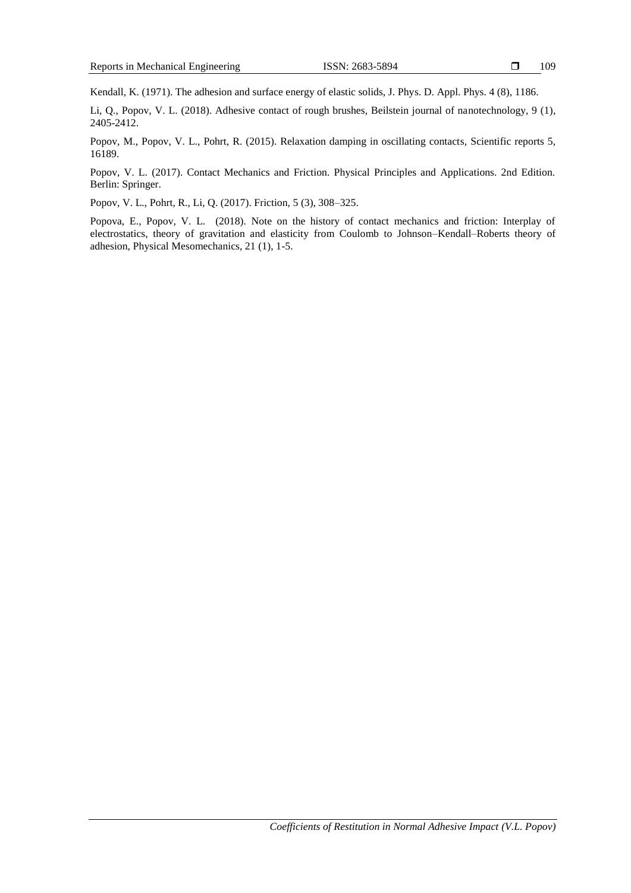Kendall, K. (1971). The adhesion and surface energy of elastic solids, J. Phys. D. Appl. Phys. 4 (8), 1186.

Li, Q., Popov, V. L. (2018). Adhesive contact of rough brushes, Beilstein journal of nanotechnology, 9 (1), 2405-2412.

Popov, M., Popov, V. L., Pohrt, R. (2015). Relaxation damping in oscillating contacts, Scientific reports 5, 16189.

Popov, V. L. (2017). Contact Mechanics and Friction. Physical Principles and Applications. 2nd Edition. Berlin: Springer.

Popov, V. L., Pohrt, R., Li, Q. (2017). Friction, 5 (3), 308–325.

Popova, E., Popov, V. L. (2018). Note on the history of contact mechanics and friction: Interplay of electrostatics, theory of gravitation and elasticity from Coulomb to Johnson–Kendall–Roberts theory of adhesion, Physical Mesomechanics, 21 (1), 1-5.